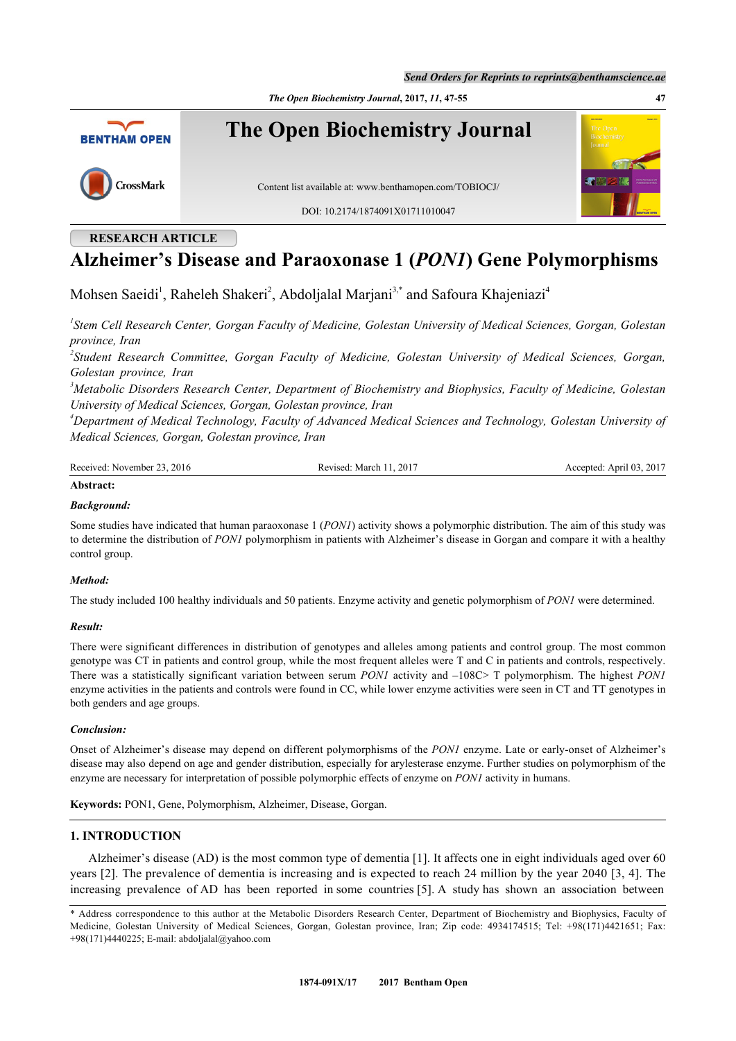RESEARCH ARTICLE

# Alzheimer's Disease and Paraoxonase 1 (*PON1*) Gene Polymorphisms

Mohsen Saeidi[1], Raheleh Shakeri[2], Abdoljalal Marjani[3,*] and Safoura Khajeniazi[4]

[1]*Stem Cell Research Center, Gorgan Faculty of Medicine, Golestan University of Medical Sciences, Gorgan, Golestan province, Iran*
[2]*Student Research Committee, Gorgan Faculty of Medicine, Golestan University of Medical Sciences, Gorgan, Golestan province, Iran*
[3]*Metabolic Disorders Research Center, Department of Biochemistry and Biophysics, Faculty of Medicine, Golestan University of Medical Sciences, Gorgan, Golestan province, Iran*
[4]*Department of Medical Technology, Faculty of Advanced Medical Sciences and Technology, Golestan University of Medical Sciences, Gorgan, Golestan province, Iran*

Received: November 23, 2016 Revised: March 11, 2017 Accepted: April 03, 2017

**Abstract:**

***Background:***

Some studies have indicated that human paraoxonase 1 (*PON1*) activity shows a polymorphic distribution. The aim of this study was to determine the distribution of *PON1* polymorphism in patients with Alzheimer's disease in Gorgan and compare it with a healthy control group.

***Method:***

The study included 100 healthy individuals and 50 patients. Enzyme activity and genetic polymorphism of *PON1* were determined.

***Result:***

There were significant differences in distribution of genotypes and alleles among patients and control group. The most common genotype was CT in patients and control group, while the most frequent alleles were T and C in patients and controls, respectively. There was a statistically significant variation between serum *PON1* activity and –108C> T polymorphism. The highest *PON1* enzyme activities in the patients and controls were found in CC, while lower enzyme activities were seen in CT and TT genotypes in both genders and age groups.

***Conclusion:***

Onset of Alzheimer's disease may depend on different polymorphisms of the *PON1* enzyme. Late or early-onset of Alzheimer's disease may also depend on age and gender distribution, especially for arylesterase enzyme. Further studies on polymorphism of the enzyme are necessary for interpretation of possible polymorphic effects of enzyme on *PON1* activity in humans.

**Keywords:** PON1, Gene, Polymorphism, Alzheimer, Disease, Gorgan.

## 1. INTRODUCTION

Alzheimer's disease (AD) is the most common type of dementia [1]. It affects one in eight individuals aged over 60 years [2]. The prevalence of dementia is increasing and is expected to reach 24 million by the year 2040 [3, 4]. The increasing prevalence of AD has been reported in some countries [5]. A study has shown an association between

\* Address correspondence to this author at the Metabolic Disorders Research Center, Department of Biochemistry and Biophysics, Faculty of Medicine, Golestan University of Medical Sciences, Gorgan, Golestan province, Iran; Zip code: 4934174515; Tel: +98(171)4421651; Fax: +98(171)4440225; E-mail: abdoljalal@yahoo.com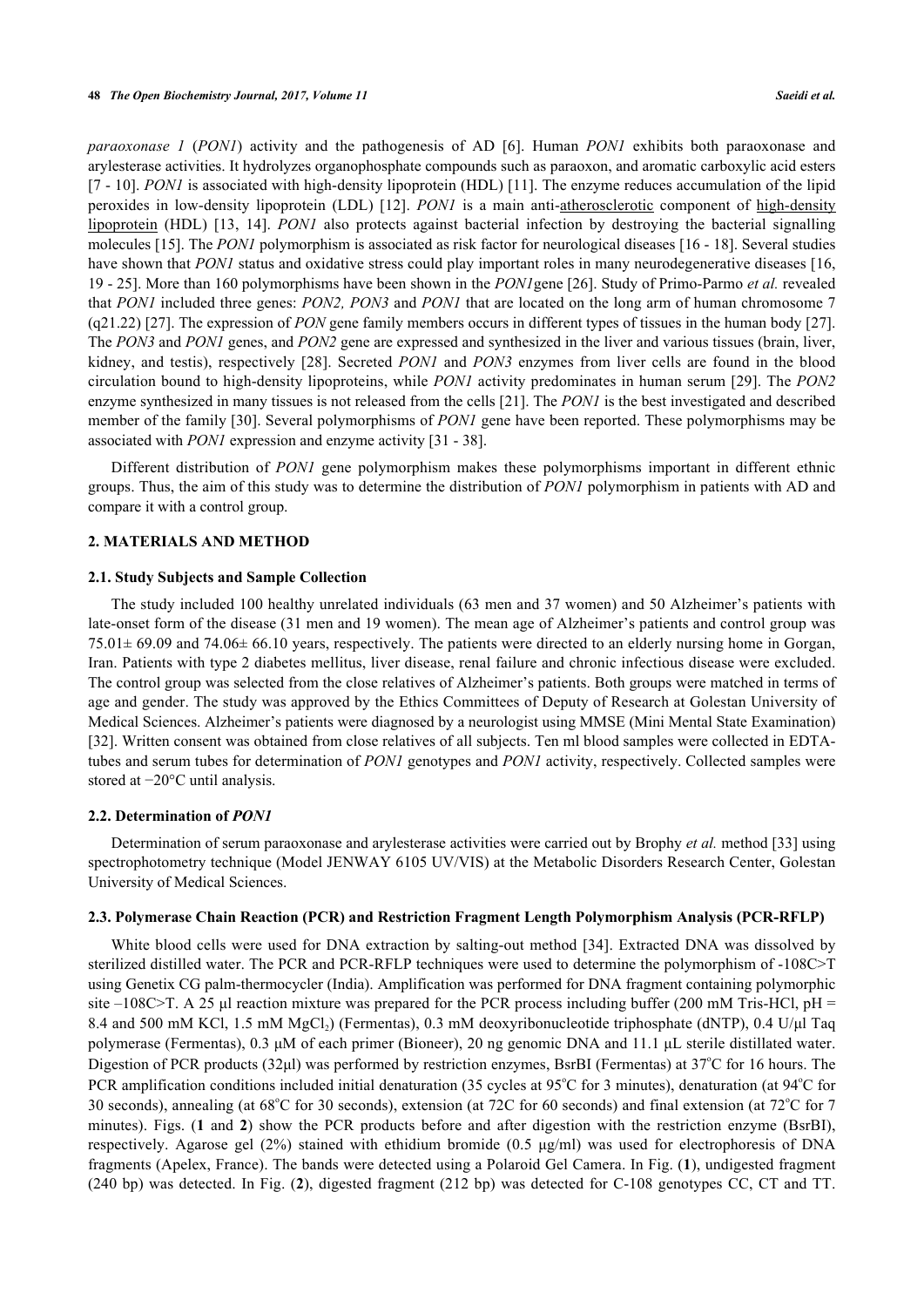*paraoxonase 1* (*PON1*) activity and the pathogenesis of AD [6]. Human *PON1* exhibits both paraoxonase and arylesterase activities. It hydrolyzes organophosphate compounds such as paraoxon, and aromatic carboxylic acid esters [7 - 10]. *PON1* is associated with high-density lipoprotein (HDL) [11]. The enzyme reduces accumulation of the lipid peroxides in low-density lipoprotein (LDL) [12]. *PON1* is a main anti-atherosclerotic component of high-density lipoprotein (HDL) [13, 14]. *PON1* also protects against bacterial infection by destroying the bacterial signalling molecules [15]. The *PON1* polymorphism is associated as risk factor for neurological diseases [16 - 18]. Several studies have shown that *PON1* status and oxidative stress could play important roles in many neurodegenerative diseases [16, 19 - 25]. More than 160 polymorphisms have been shown in the *PON1* gene [26]. Study of Primo-Parmo *et al.* revealed that *PON1* included three genes: *PON2, PON3* and *PON1* that are located on the long arm of human chromosome 7 (q21.22) [27]. The expression of *PON* gene family members occurs in different types of tissues in the human body [27]. The *PON3* and *PON1* genes, and *PON2* gene are expressed and synthesized in the liver and various tissues (brain, liver, kidney, and testis), respectively [28]. Secreted *PON1* and *PON3* enzymes from liver cells are found in the blood circulation bound to high-density lipoproteins, while *PON1* activity predominates in human serum [29]. The *PON2* enzyme synthesized in many tissues is not released from the cells [21]. The *PON1* is the best investigated and described member of the family [30]. Several polymorphisms of *PON1* gene have been reported. These polymorphisms may be associated with *PON1* expression and enzyme activity [31 - 38].

Different distribution of *PON1* gene polymorphism makes these polymorphisms important in different ethnic groups. Thus, the aim of this study was to determine the distribution of *PON1* polymorphism in patients with AD and compare it with a control group.

## 2. MATERIALS AND METHOD

### 2.1. Study Subjects and Sample Collection

The study included 100 healthy unrelated individuals (63 men and 37 women) and 50 Alzheimer's patients with late-onset form of the disease (31 men and 19 women). The mean age of Alzheimer's patients and control group was 75.01± 69.09 and 74.06± 66.10 years, respectively. The patients were directed to an elderly nursing home in Gorgan, Iran. Patients with type 2 diabetes mellitus, liver disease, renal failure and chronic infectious disease were excluded. The control group was selected from the close relatives of Alzheimer's patients. Both groups were matched in terms of age and gender. The study was approved by the Ethics Committees of Deputy of Research at Golestan University of Medical Sciences. Alzheimer's patients were diagnosed by a neurologist using MMSE (Mini Mental State Examination) [32]. Written consent was obtained from close relatives of all subjects. Ten ml blood samples were collected in EDTA-tubes and serum tubes for determination of *PON1* genotypes and *PON1* activity, respectively. Collected samples were stored at −20°C until analysis.

### 2.2. Determination of *PON1*

Determination of serum paraoxonase and arylesterase activities were carried out by Brophy *et al.* method [33] using spectrophotometry technique (Model JENWAY 6105 UV/VIS) at the Metabolic Disorders Research Center, Golestan University of Medical Sciences.

### 2.3. Polymerase Chain Reaction (PCR) and Restriction Fragment Length Polymorphism Analysis (PCR-RFLP)

White blood cells were used for DNA extraction by salting-out method [34]. Extracted DNA was dissolved by sterilized distilled water. The PCR and PCR-RFLP techniques were used to determine the polymorphism of -108C>T using Genetix CG palm-thermocycler (India). Amplification was performed for DNA fragment containing polymorphic site –108C>T. A 25 µl reaction mixture was prepared for the PCR process including buffer (200 mM Tris-HCl, pH = 8.4 and 500 mM KCl, 1.5 mM $MgCl_2$) (Fermentas), 0.3 mM deoxyribonucleotide triphosphate (dNTP), 0.4 U/µl Taq polymerase (Fermentas), 0.3 µM of each primer (Bioneer), 20 ng genomic DNA and 11.1 µL sterile distillated water. Digestion of PCR products (32µl) was performed by restriction enzymes, BsrBI (Fermentas) at 37°C for 16 hours. The PCR amplification conditions included initial denaturation (35 cycles at 95°C for 3 minutes), denaturation (at 94°C for 30 seconds), annealing (at 68°C for 30 seconds), extension (at 72C for 60 seconds) and final extension (at 72°C for 7 minutes). Figs. (**1** and **2**) show the PCR products before and after digestion with the restriction enzyme (BsrBI), respectively. Agarose gel (2%) stained with ethidium bromide (0.5 µg/ml) was used for electrophoresis of DNA fragments (Apelex, France). The bands were detected using a Polaroid Gel Camera. In Fig. (**1**), undigested fragment (240 bp) was detected. In Fig. (**2**), digested fragment (212 bp) was detected for C-108 genotypes CC, CT and TT.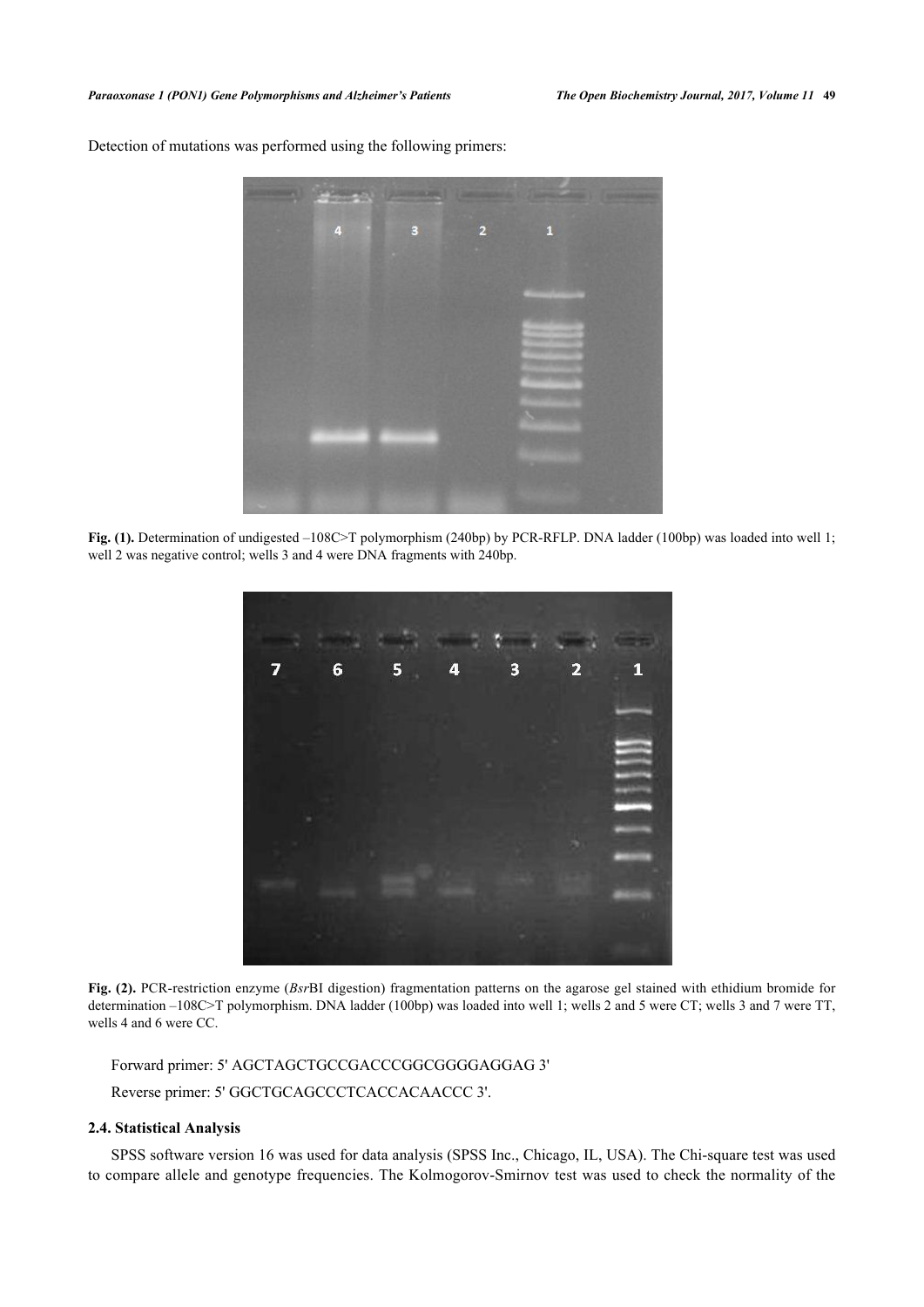Detection of mutations was performed using the following primers:

**Fig. (1).** Determination of undigested –108C>T polymorphism (240bp) by PCR-RFLP. DNA ladder (100bp) was loaded into well 1; well 2 was negative control; wells 3 and 4 were DNA fragments with 240bp.

**Fig. (2).** PCR-restriction enzyme (*Bsr*BI digestion) fragmentation patterns on the agarose gel stained with ethidium bromide for determination –108C>T polymorphism. DNA ladder (100bp) was loaded into well 1; wells 2 and 5 were CT; wells 3 and 7 were TT, wells 4 and 6 were CC.

Forward primer: 5' AGCTAGCTGCCGACCCGGCGGGGAGGAG 3'

Reverse primer: 5' GGCTGCAGCCCTCACCACAACCC 3'.

### 2.4. Statistical Analysis

SPSS software version 16 was used for data analysis (SPSS Inc., Chicago, IL, USA). The Chi-square test was used to compare allele and genotype frequencies. The Kolmogorov-Smirnov test was used to check the normality of the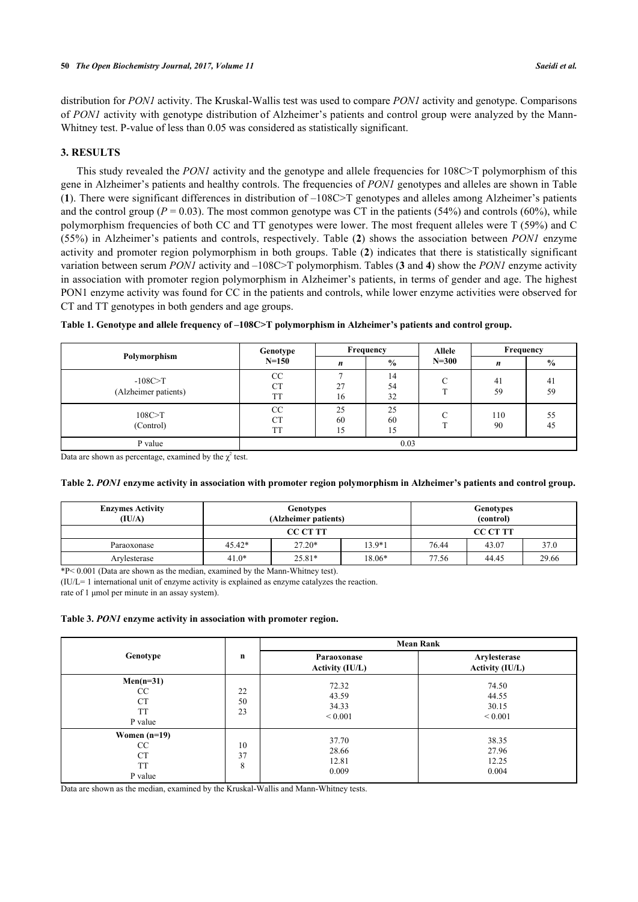distribution for *PON1* activity. The Kruskal-Wallis test was used to compare *PON1* activity and genotype. Comparisons of *PON1* activity with genotype distribution of Alzheimer's patients and control group were analyzed by the Mann-Whitney test. P-value of less than 0.05 was considered as statistically significant.

## 3. RESULTS

This study revealed the *PON1* activity and the genotype and allele frequencies for 108C>T polymorphism of this gene in Alzheimer's patients and healthy controls. The frequencies of *PON1* genotypes and alleles are shown in Table (**1**). There were significant differences in distribution of –108C>T genotypes and alleles among Alzheimer's patients and the control group ($P = 0.03$). The most common genotype was CT in the patients (54%) and controls (60%), while polymorphism frequencies of both CC and TT genotypes were lower. The most frequent alleles were T (59%) and C (55%) in Alzheimer's patients and controls, respectively. Table (**2**) shows the association between *PON1* enzyme activity and promoter region polymorphism in both groups. Table (**2**) indicates that there is statistically significant variation between serum *PON1* activity and –108C>T polymorphism. Tables (**3** and **4**) show the *PON1* enzyme activity in association with promoter region polymorphism in Alzheimer's patients, in terms of gender and age. The highest PON1 enzyme activity was found for CC in the patients and controls, while lower enzyme activities were observed for CT and TT genotypes in both genders and age groups.

**Table 1. Genotype and allele frequency of –108C>T polymorphism in Alzheimer's patients and control group.**

| Polymorphism | Genotype N=150 | Frequency | | Allele N=300 | Frequency | |
|---|---|---|---|---|---|---|
| | | *n* | % | | *n* | % |
| -108C>T (Alzheimer patients) | CC<br>CT<br>TT | 7<br>27<br>16 | 14<br>54<br>32 | C<br>T | 41<br>59 | 41<br>59 |
| 108C>T (Control) | CC<br>CT<br>TT | 25<br>60<br>15 | 25<br>60<br>15 | C<br>T | 110<br>90 | 55<br>45 |
| P value | 0.03 | | | | | |

Data are shown as percentage, examined by the $\chi^2$ test.

**Table 2. *PON1* enzyme activity in association with promoter region polymorphism in Alzheimer's patients and control group.**

| Enzymes Activity (IU/A) | Genotypes (Alzheimer patients) | | | Genotypes (control) | | |
|---|---|---|---|---|---|---|
| | CC CT TT | | | CC CT TT | | |
| Paraoxonase | 45.42* | 27.20* | 13.9*1 | 76.44 | 43.07 | 37.0 |
| Arylesterase | 41.0* | 25.81* | 18.06* | 77.56 | 44.45 | 29.66 |

*P< 0.001 (Data are shown as the median, examined by the Mann-Whitney test).

(IU/L= 1 international unit of enzyme activity is explained as enzyme catalyzes the reaction.

rate of 1 μmol per minute in an assay system).

**Table 3. *PON1* enzyme activity in association with promoter region.**

| Genotype | n | Mean Rank | |
|---|---|---|---|
| | | Paraoxonase Activity (IU/L) | Arylesterase Activity (IU/L) |
| **Men(n=31)**<br>CC<br>CT<br>TT<br>P value | 22<br>50<br>23 | 72.32<br>43.59<br>34.33<br>< 0.001 | 74.50<br>44.55<br>30.15<br>< 0.001 |
| **Women (n=19)**<br>CC<br>CT<br>TT<br>P value | 10<br>37<br>8 | 37.70<br>28.66<br>12.81<br>0.009 | 38.35<br>27.96<br>12.25<br>0.004 |

Data are shown as the median, examined by the Kruskal-Wallis and Mann-Whitney tests.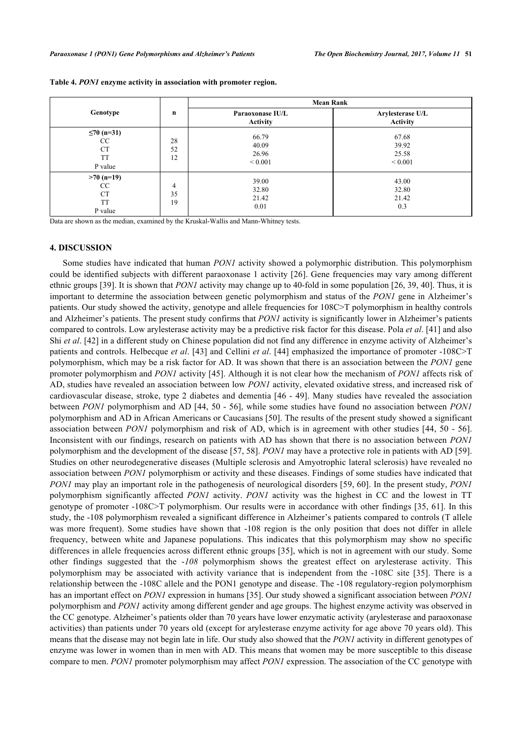**Table 4.** *PON1* **enzyme activity in association with promoter region.**

| Genotype | n | Mean Rank | |
|---|---|---|---|
| | | Paraoxonase IU/L Activity | Arylesterase U/L Activity |
| **≤70 (n=31)** | | | |
| CC | 28 | 66.79 | 67.68 |
| CT | 52 | 40.09 | 39.92 |
| TT | 12 | 26.96 | 25.58 |
| P value | | < 0.001 | < 0.001 |
| **>70 (n=19)** | | | |
| CC | 4 | 39.00 | 43.00 |
| CT | 35 | 32.80 | 32.80 |
| TT | 19 | 21.42 | 21.42 |
| P value | | 0.01 | 0.3 |

Data are shown as the median, examined by the Kruskal-Wallis and Mann-Whitney tests.

## 4. DISCUSSION

Some studies have indicated that human *PON1* activity showed a polymorphic distribution. This polymorphism could be identified subjects with different paraoxonase 1 activity [26]. Gene frequencies may vary among different ethnic groups [39]. It is shown that *PON1* activity may change up to 40-fold in some population [26, 39, 40]. Thus, it is important to determine the association between genetic polymorphism and status of the *PON1* gene in Alzheimer's patients. Our study showed the activity, genotype and allele frequencies for 108C>T polymorphism in healthy controls and Alzheimer's patients. The present study confirms that *PON1* activity is significantly lower in Alzheimer's patients compared to controls. Low arylesterase activity may be a predictive risk factor for this disease. Pola *et al*. [41] and also Shi *et al*. [42] in a different study on Chinese population did not find any difference in enzyme activity of Alzheimer's patients and controls. Helbecque *et al*. [43] and Cellini *et al*. [44] emphasized the importance of promoter -108C>T polymorphism, which may be a risk factor for AD. It was shown that there is an association between the *PON1* gene promoter polymorphism and *PON1* activity [45]. Although it is not clear how the mechanism of *PON1* affects risk of AD, studies have revealed an association between low *PON1* activity, elevated oxidative stress, and increased risk of cardiovascular disease, stroke, type 2 diabetes and dementia [46 - 49]. Many studies have revealed the association between *PON1* polymorphism and AD [44, 50 - 56], while some studies have found no association between *PON1* polymorphism and AD in African Americans or Caucasians [50]. The results of the present study showed a significant association between *PON1* polymorphism and risk of AD, which is in agreement with other studies [44, 50 - 56]. Inconsistent with our findings, research on patients with AD has shown that there is no association between *PON1* polymorphism and the development of the disease [57, 58]. *PON1* may have a protective role in patients with AD [59]. Studies on other neurodegenerative diseases (Multiple sclerosis and Amyotrophic lateral sclerosis) have revealed no association between *PON1* polymorphism or activity and these diseases. Findings of some studies have indicated that *PON1* may play an important role in the pathogenesis of neurological disorders [59, 60]. In the present study, *PON1* polymorphism significantly affected *PON1* activity. *PON1* activity was the highest in CC and the lowest in TT genotype of promoter -108C>T polymorphism. Our results were in accordance with other findings [35, 61]. In this study, the -108 polymorphism revealed a significant difference in Alzheimer's patients compared to controls (T allele was more frequent). Some studies have shown that -108 region is the only position that does not differ in allele frequency, between white and Japanese populations. This indicates that this polymorphism may show no specific differences in allele frequencies across different ethnic groups [35], which is not in agreement with our study. Some other findings suggested that the *-108* polymorphism shows the greatest effect on arylesterase activity. This polymorphism may be associated with activity variance that is independent from the -108C site [35]. There is a relationship between the -108C allele and the PON1 genotype and disease. The -108 regulatory-region polymorphism has an important effect on *PON1* expression in humans [35]. Our study showed a significant association between *PON1* polymorphism and *PON1* activity among different gender and age groups. The highest enzyme activity was observed in the CC genotype. Alzheimer's patients older than 70 years have lower enzymatic activity (arylesterase and paraoxonase activities) than patients under 70 years old (except for arylesterase enzyme activity for age above 70 years old). This means that the disease may not begin late in life. Our study also showed that the *PON1* activity in different genotypes of enzyme was lower in women than in men with AD. This means that women may be more susceptible to this disease compare to men. *PON1* promoter polymorphism may affect *PON1* expression. The association of the CC genotype with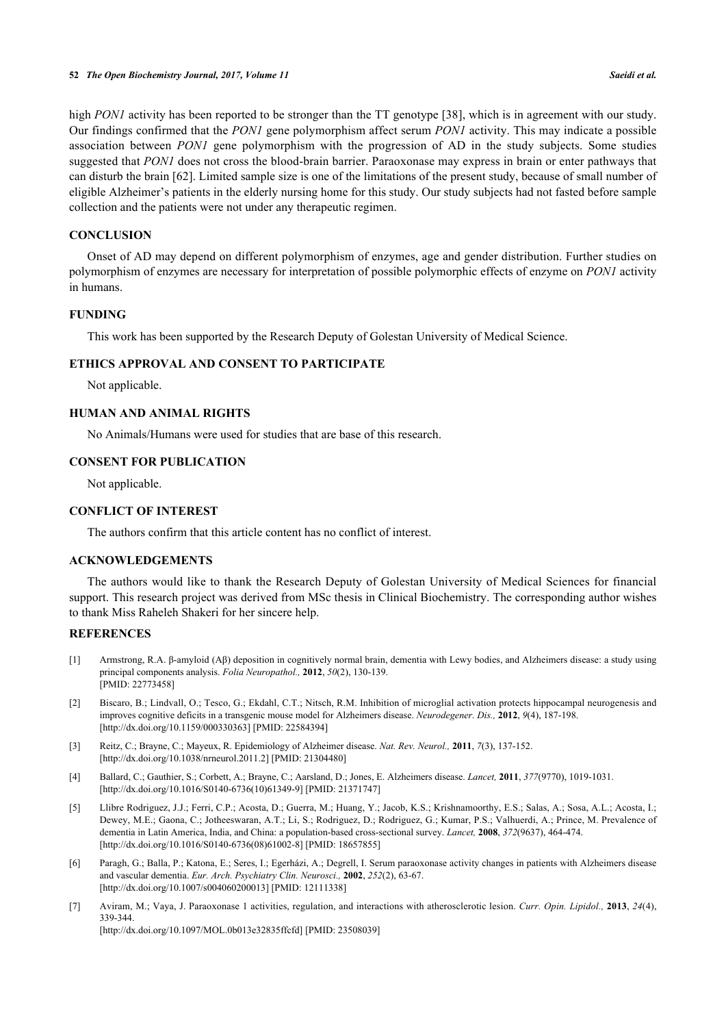high *PON1* activity has been reported to be stronger than the TT genotype [38], which is in agreement with our study. Our findings confirmed that the *PON1* gene polymorphism affect serum *PON1* activity. This may indicate a possible association between *PON1* gene polymorphism with the progression of AD in the study subjects. Some studies suggested that *PON1* does not cross the blood-brain barrier. Paraoxonase may express in brain or enter pathways that can disturb the brain [62]. Limited sample size is one of the limitations of the present study, because of small number of eligible Alzheimer's patients in the elderly nursing home for this study. Our study subjects had not fasted before sample collection and the patients were not under any therapeutic regimen.

## CONCLUSION

Onset of AD may depend on different polymorphism of enzymes, age and gender distribution. Further studies on polymorphism of enzymes are necessary for interpretation of possible polymorphic effects of enzyme on *PON1* activity in humans.

## FUNDING

This work has been supported by the Research Deputy of Golestan University of Medical Science.

## ETHICS APPROVAL AND CONSENT TO PARTICIPATE

Not applicable.

## HUMAN AND ANIMAL RIGHTS

No Animals/Humans were used for studies that are base of this research.

## CONSENT FOR PUBLICATION

Not applicable.

## CONFLICT OF INTEREST

The authors confirm that this article content has no conflict of interest.

## ACKNOWLEDGEMENTS

The authors would like to thank the Research Deputy of Golestan University of Medical Sciences for financial support. This research project was derived from MSc thesis in Clinical Biochemistry. The corresponding author wishes to thank Miss Raheleh Shakeri for her sincere help.

## REFERENCES

[1] Armstrong, R.A. β-amyloid (Aβ) deposition in cognitively normal brain, dementia with Lewy bodies, and Alzheimers disease: a study using principal components analysis. *Folia Neuropathol.,* **2012**, *50*(2), 130-139. [PMID: 22773458]

[2] Biscaro, B.; Lindvall, O.; Tesco, G.; Ekdahl, C.T.; Nitsch, R.M. Inhibition of microglial activation protects hippocampal neurogenesis and improves cognitive deficits in a transgenic mouse model for Alzheimers disease. *Neurodegener. Dis.,* **2012**, *9*(4), 187-198. [http://dx.doi.org/10.1159/000330363] [PMID: 22584394]

[3] Reitz, C.; Brayne, C.; Mayeux, R. Epidemiology of Alzheimer disease. *Nat. Rev. Neurol.,* **2011**, *7*(3), 137-152. [http://dx.doi.org/10.1038/nrneurol.2011.2] [PMID: 21304480]

[4] Ballard, C.; Gauthier, S.; Corbett, A.; Brayne, C.; Aarsland, D.; Jones, E. Alzheimers disease. *Lancet,* **2011**, *377*(9770), 1019-1031. [http://dx.doi.org/10.1016/S0140-6736(10)61349-9] [PMID: 21371747]

[5] Llibre Rodriguez, J.J.; Ferri, C.P.; Acosta, D.; Guerra, M.; Huang, Y.; Jacob, K.S.; Krishnamoorthy, E.S.; Salas, A.; Sosa, A.L.; Acosta, I.; Dewey, M.E.; Gaona, C.; Jotheeswaran, A.T.; Li, S.; Rodriguez, D.; Rodriguez, G.; Kumar, P.S.; Valhuerdi, A.; Prince, M. Prevalence of dementia in Latin America, India, and China: a population-based cross-sectional survey. *Lancet,* **2008**, *372*(9637), 464-474. [http://dx.doi.org/10.1016/S0140-6736(08)61002-8] [PMID: 18657855]

[6] Paragh, G.; Balla, P.; Katona, E.; Seres, I.; Egerházi, A.; Degrell, I. Serum paraoxonase activity changes in patients with Alzheimers disease and vascular dementia. *Eur. Arch. Psychiatry Clin. Neurosci.,* **2002**, *252*(2), 63-67. [http://dx.doi.org/10.1007/s004060200013] [PMID: 12111338]

[7] Aviram, M.; Vaya, J. Paraoxonase 1 activities, regulation, and interactions with atherosclerotic lesion. *Curr. Opin. Lipidol.,* **2013**, *24*(4), 339-344. [http://dx.doi.org/10.1097/MOL.0b013e32835ffcfd] [PMID: 23508039]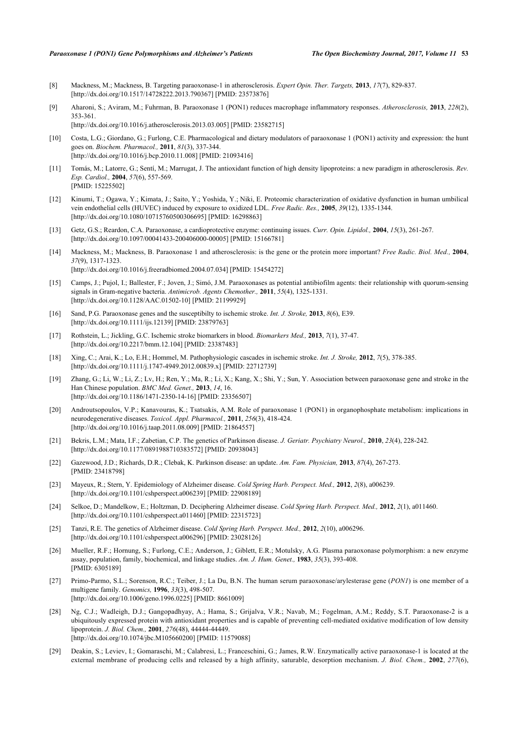[8] Mackness, M.; Mackness, B. Targeting paraoxonase-1 in atherosclerosis. *Expert Opin. Ther. Targets,* **2013**, *17*(7), 829-837. [http://dx.doi.org/10.1517/14728222.2013.790367] [PMID: 23573876]

[9] Aharoni, S.; Aviram, M.; Fuhrman, B. Paraoxonase 1 (PON1) reduces macrophage inflammatory responses. *Atherosclerosis,* **2013**, *228*(2), 353-361.
[http://dx.doi.org/10.1016/j.atherosclerosis.2013.03.005] [PMID: 23582715]

[10] Costa, L.G.; Giordano, G.; Furlong, C.E. Pharmacological and dietary modulators of paraoxonase 1 (PON1) activity and expression: the hunt goes on. *Biochem. Pharmacol.,* **2011**, *81*(3), 337-344.
[http://dx.doi.org/10.1016/j.bcp.2010.11.008] [PMID: 21093416]

[11] Tomás, M.; Latorre, G.; Sentí, M.; Marrugat, J. The antioxidant function of high density lipoproteins: a new paradigm in atherosclerosis. *Rev. Esp. Cardiol.,* **2004**, *57*(6), 557-569.
[PMID: 15225502]

[12] Kinumi, T.; Ogawa, Y.; Kimata, J.; Saito, Y.; Yoshida, Y.; Niki, E. Proteomic characterization of oxidative dysfunction in human umbilical vein endothelial cells (HUVEC) induced by exposure to oxidized LDL. *Free Radic. Res.,* **2005**, *39*(12), 1335-1344.
[http://dx.doi.org/10.1080/10715760500306695] [PMID: 16298863]

[13] Getz, G.S.; Reardon, C.A. Paraoxonase, a cardioprotective enzyme: continuing issues. *Curr. Opin. Lipidol.,* **2004**, *15*(3), 261-267.
[http://dx.doi.org/10.1097/00041433-200406000-00005] [PMID: 15166781]

[14] Mackness, M.; Mackness, B. Paraoxonase 1 and atherosclerosis: is the gene or the protein more important? *Free Radic. Biol. Med.,* **2004**, *37*(9), 1317-1323.
[http://dx.doi.org/10.1016/j.freeradbiomed.2004.07.034] [PMID: 15454272]

[15] Camps, J.; Pujol, I.; Ballester, F.; Joven, J.; Simó, J.M. Paraoxonases as potential antibiofilm agents: their relationship with quorum-sensing signals in Gram-negative bacteria. *Antimicrob. Agents Chemother.,* **2011**, *55*(4), 1325-1331.
[http://dx.doi.org/10.1128/AAC.01502-10] [PMID: 21199929]

[16] Sand, P.G. Paraoxonase genes and the susceptibilty to ischemic stroke. *Int. J. Stroke,* **2013**, *8*(6), E39.
[http://dx.doi.org/10.1111/ijs.12139] [PMID: 23879763]

[17] Rothstein, L.; Jickling, G.C. Ischemic stroke biomarkers in blood. *Biomarkers Med.,* **2013**, *7*(1), 37-47.
[http://dx.doi.org/10.2217/bmm.12.104] [PMID: 23387483]

[18] Xing, C.; Arai, K.; Lo, E.H.; Hommel, M. Pathophysiologic cascades in ischemic stroke. *Int. J. Stroke,* **2012**, *7*(5), 378-385.
[http://dx.doi.org/10.1111/j.1747-4949.2012.00839.x] [PMID: 22712739]

[19] Zhang, G.; Li, W.; Li, Z.; Lv, H.; Ren, Y.; Ma, R.; Li, X.; Kang, X.; Shi, Y.; Sun, Y. Association between paraoxonase gene and stroke in the Han Chinese population. *BMC Med. Genet.,* **2013**, *14*, 16.
[http://dx.doi.org/10.1186/1471-2350-14-16] [PMID: 23356507]

[20] Androutsopoulos, V.P.; Kanavouras, K.; Tsatsakis, A.M. Role of paraoxonase 1 (PON1) in organophosphate metabolism: implications in neurodegenerative diseases. *Toxicol. Appl. Pharmacol.,* **2011**, *256*(3), 418-424.
[http://dx.doi.org/10.1016/j.taap.2011.08.009] [PMID: 21864557]

[21] Bekris, L.M.; Mata, I.F.; Zabetian, C.P. The genetics of Parkinson disease. *J. Geriatr. Psychiatry Neurol.,* **2010**, *23*(4), 228-242.
[http://dx.doi.org/10.1177/0891988710383572] [PMID: 20938043]

[22] Gazewood, J.D.; Richards, D.R.; Clebak, K. Parkinson disease: an update. *Am. Fam. Physician,* **2013**, *87*(4), 267-273.
[PMID: 23418798]

[23] Mayeux, R.; Stern, Y. Epidemiology of Alzheimer disease. *Cold Spring Harb. Perspect. Med.,* **2012**, *2*(8), a006239.
[http://dx.doi.org/10.1101/cshperspect.a006239] [PMID: 22908189]

[24] Selkoe, D.; Mandelkow, E.; Holtzman, D. Deciphering Alzheimer disease. *Cold Spring Harb. Perspect. Med.,* **2012**, *2*(1), a011460.
[http://dx.doi.org/10.1101/cshperspect.a011460] [PMID: 22315723]

[25] Tanzi, R.E. The genetics of Alzheimer disease. *Cold Spring Harb. Perspect. Med.,* **2012**, *2*(10), a006296.
[http://dx.doi.org/10.1101/cshperspect.a006296] [PMID: 23028126]

[26] Mueller, R.F.; Hornung, S.; Furlong, C.E.; Anderson, J.; Giblett, E.R.; Motulsky, A.G. Plasma paraoxonase polymorphism: a new enzyme assay, population, family, biochemical, and linkage studies. *Am. J. Hum. Genet.,* **1983**, *35*(3), 393-408.
[PMID: 6305189]

[27] Primo-Parmo, S.L.; Sorenson, R.C.; Teiber, J.; La Du, B.N. The human serum paraoxonase/arylesterase gene (*PON1*) is one member of a multigene family. *Genomics,* **1996**, *33*(3), 498-507.
[http://dx.doi.org/10.1006/geno.1996.0225] [PMID: 8661009]

[28] Ng, C.J.; Wadleigh, D.J.; Gangopadhyay, A.; Hama, S.; Grijalva, V.R.; Navab, M.; Fogelman, A.M.; Reddy, S.T. Paraoxonase-2 is a ubiquitously expressed protein with antioxidant properties and is capable of preventing cell-mediated oxidative modification of low density lipoprotein. *J. Biol. Chem.,* **2001**, *276*(48), 44444-44449.
[http://dx.doi.org/10.1074/jbc.M105660200] [PMID: 11579088]

[29] Deakin, S.; Leviev, I.; Gomaraschi, M.; Calabresi, L.; Franceschini, G.; James, R.W. Enzymatically active paraoxonase-1 is located at the external membrane of producing cells and released by a high affinity, saturable, desorption mechanism. *J. Biol. Chem.,* **2002**, *277*(6),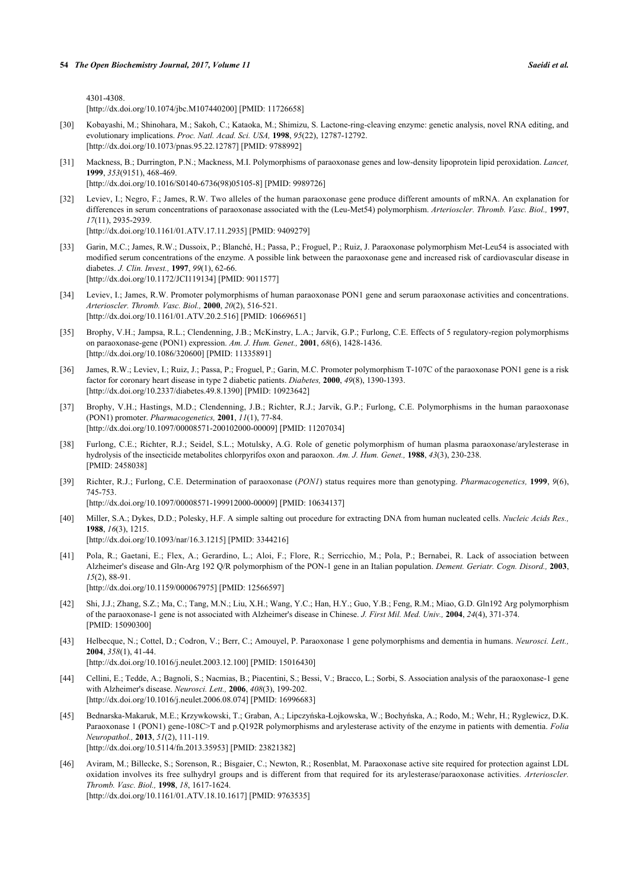4301-4308.
[http://dx.doi.org/10.1074/jbc.M107440200] [PMID: 11726658]

[30] Kobayashi, M.; Shinohara, M.; Sakoh, C.; Kataoka, M.; Shimizu, S. Lactone-ring-cleaving enzyme: genetic analysis, novel RNA editing, and evolutionary implications. *Proc. Natl. Acad. Sci. USA,* **1998**, *95*(22), 12787-12792.
[http://dx.doi.org/10.1073/pnas.95.22.12787] [PMID: 9788992]

[31] Mackness, B.; Durrington, P.N.; Mackness, M.I. Polymorphisms of paraoxonase genes and low-density lipoprotein lipid peroxidation. *Lancet,* **1999**, *353*(9151), 468-469.
[http://dx.doi.org/10.1016/S0140-6736(98)05105-8] [PMID: 9989726]

[32] Leviev, I.; Negro, F.; James, R.W. Two alleles of the human paraoxonase gene produce different amounts of mRNA. An explanation for differences in serum concentrations of paraoxonase associated with the (Leu-Met54) polymorphism. *Arterioscler. Thromb. Vasc. Biol.,* **1997**, *17*(11), 2935-2939.
[http://dx.doi.org/10.1161/01.ATV.17.11.2935] [PMID: 9409279]

[33] Garin, M.C.; James, R.W.; Dussoix, P.; Blanché, H.; Passa, P.; Froguel, P.; Ruiz, J. Paraoxonase polymorphism Met-Leu54 is associated with modified serum concentrations of the enzyme. A possible link between the paraoxonase gene and increased risk of cardiovascular disease in diabetes. *J. Clin. Invest.,* **1997**, *99*(1), 62-66.
[http://dx.doi.org/10.1172/JCI119134] [PMID: 9011577]

[34] Leviev, I.; James, R.W. Promoter polymorphisms of human paraoxonase PON1 gene and serum paraoxonase activities and concentrations. *Arterioscler. Thromb. Vasc. Biol.,* **2000**, *20*(2), 516-521.
[http://dx.doi.org/10.1161/01.ATV.20.2.516] [PMID: 10669651]

[35] Brophy, V.H.; Jampsa, R.L.; Clendenning, J.B.; McKinstry, L.A.; Jarvik, G.P.; Furlong, C.E. Effects of 5 regulatory-region polymorphisms on paraoxonase-gene (PON1) expression. *Am. J. Hum. Genet.,* **2001**, *68*(6), 1428-1436.
[http://dx.doi.org/10.1086/320600] [PMID: 11335891]

[36] James, R.W.; Leviev, I.; Ruiz, J.; Passa, P.; Froguel, P.; Garin, M.C. Promoter polymorphism T-107C of the paraoxonase PON1 gene is a risk factor for coronary heart disease in type 2 diabetic patients. *Diabetes,* **2000**, *49*(8), 1390-1393.
[http://dx.doi.org/10.2337/diabetes.49.8.1390] [PMID: 10923642]

[37] Brophy, V.H.; Hastings, M.D.; Clendenning, J.B.; Richter, R.J.; Jarvik, G.P.; Furlong, C.E. Polymorphisms in the human paraoxonase (PON1) promoter. *Pharmacogenetics,* **2001**, *11*(1), 77-84.
[http://dx.doi.org/10.1097/00008571-200102000-00009] [PMID: 11207034]

[38] Furlong, C.E.; Richter, R.J.; Seidel, S.L.; Motulsky, A.G. Role of genetic polymorphism of human plasma paraoxonase/arylesterase in hydrolysis of the insecticide metabolites chlorpyrifos oxon and paraoxon. *Am. J. Hum. Genet.,* **1988**, *43*(3), 230-238.
[PMID: 2458038]

[39] Richter, R.J.; Furlong, C.E. Determination of paraoxonase (*PON1*) status requires more than genotyping. *Pharmacogenetics,* **1999**, *9*(6), 745-753.
[http://dx.doi.org/10.1097/00008571-199912000-00009] [PMID: 10634137]

[40] Miller, S.A.; Dykes, D.D.; Polesky, H.F. A simple salting out procedure for extracting DNA from human nucleated cells. *Nucleic Acids Res.,* **1988**, *16*(3), 1215.
[http://dx.doi.org/10.1093/nar/16.3.1215] [PMID: 3344216]

[41] Pola, R.; Gaetani, E.; Flex, A.; Gerardino, L.; Aloi, F.; Flore, R.; Serricchio, M.; Pola, P.; Bernabei, R. Lack of association between Alzheimer's disease and Gln-Arg 192 Q/R polymorphism of the PON-1 gene in an Italian population. *Dement. Geriatr. Cogn. Disord.,* **2003**, *15*(2), 88-91.
[http://dx.doi.org/10.1159/000067975] [PMID: 12566597]

[42] Shi, J.J.; Zhang, S.Z.; Ma, C.; Tang, M.N.; Liu, X.H.; Wang, Y.C.; Han, H.Y.; Guo, Y.B.; Feng, R.M.; Miao, G.D. Gln192 Arg polymorphism of the paraoxonase-1 gene is not associated with Alzheimer's disease in Chinese. *J. First Mil. Med. Univ.,* **2004**, *24*(4), 371-374.
[PMID: 15090300]

[43] Helbecque, N.; Cottel, D.; Codron, V.; Berr, C.; Amouyel, P. Paraoxonase 1 gene polymorphisms and dementia in humans. *Neurosci. Lett.,* **2004**, *358*(1), 41-44.
[http://dx.doi.org/10.1016/j.neulet.2003.12.100] [PMID: 15016430]

[44] Cellini, E.; Tedde, A.; Bagnoli, S.; Nacmias, B.; Piacentini, S.; Bessi, V.; Bracco, L.; Sorbi, S. Association analysis of the paraoxonase-1 gene with Alzheimer's disease. *Neurosci. Lett.,* **2006**, *408*(3), 199-202.
[http://dx.doi.org/10.1016/j.neulet.2006.08.074] [PMID: 16996683]

[45] Bednarska-Makaruk, M.E.; Krzywkowski, T.; Graban, A.; Lipczyńska-Łojkowska, W.; Bochyńska, A.; Rodo, M.; Wehr, H.; Ryglewicz, D.K. Paraoxonase 1 (PON1) gene-108C>T and p.Q192R polymorphisms and arylesterase activity of the enzyme in patients with dementia. *Folia Neuropathol.,* **2013**, *51*(2), 111-119.
[http://dx.doi.org/10.5114/fn.2013.35953] [PMID: 23821382]

[46] Aviram, M.; Billecke, S.; Sorenson, R.; Bisgaier, C.; Newton, R.; Rosenblat, M. Paraoxonase active site required for protection against LDL oxidation involves its free sulhydryl groups and is different from that required for its arylesterase/paraoxonase activities. *Arterioscler. Thromb. Vasc. Biol.,* **1998**, *18*, 1617-1624.
[http://dx.doi.org/10.1161/01.ATV.18.10.1617] [PMID: 9763535]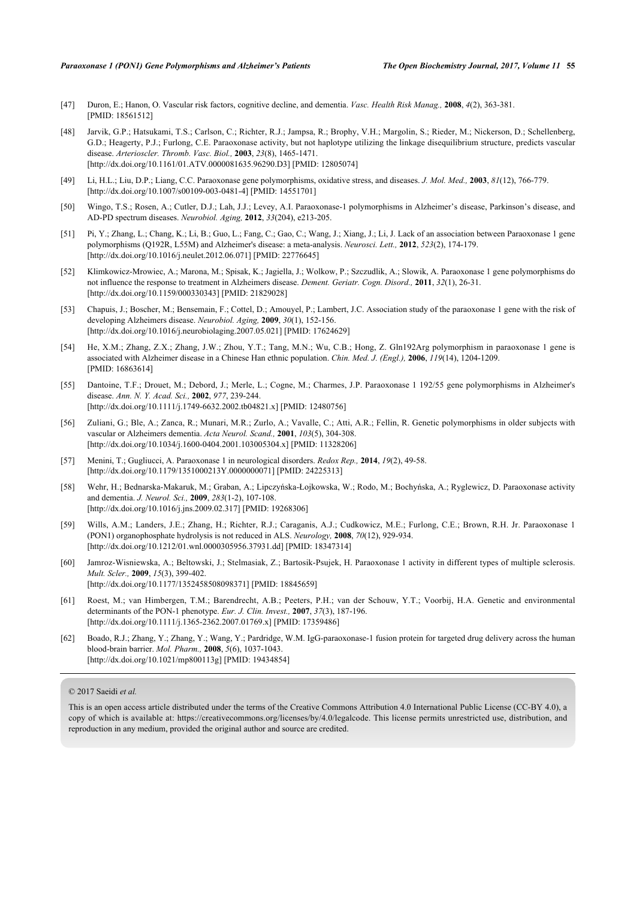[47] Duron, E.; Hanon, O. Vascular risk factors, cognitive decline, and dementia. *Vasc. Health Risk Manag.,* **2008**, *4*(2), 363-381. [PMID: 18561512]

[48] Jarvik, G.P.; Hatsukami, T.S.; Carlson, C.; Richter, R.J.; Jampsa, R.; Brophy, V.H.; Margolin, S.; Rieder, M.; Nickerson, D.; Schellenberg, G.D.; Heagerty, P.J.; Furlong, C.E. Paraoxonase activity, but not haplotype utilizing the linkage disequilibrium structure, predicts vascular disease. *Arterioscler. Thromb. Vasc. Biol.,* **2003**, *23*(8), 1465-1471. [http://dx.doi.org/10.1161/01.ATV.0000081635.96290.D3] [PMID: 12805074]

[49] Li, H.L.; Liu, D.P.; Liang, C.C. Paraoxonase gene polymorphisms, oxidative stress, and diseases. *J. Mol. Med.,* **2003**, *81*(12), 766-779. [http://dx.doi.org/10.1007/s00109-003-0481-4] [PMID: 14551701]

[50] Wingo, T.S.; Rosen, A.; Cutler, D.J.; Lah, J.J.; Levey, A.I. Paraoxonase-1 polymorphisms in Alzheimer's disease, Parkinson's disease, and AD-PD spectrum diseases. *Neurobiol. Aging,* **2012**, *33*(204), e213-205.

[51] Pi, Y.; Zhang, L.; Chang, K.; Li, B.; Guo, L.; Fang, C.; Gao, C.; Wang, J.; Xiang, J.; Li, J. Lack of an association between Paraoxonase 1 gene polymorphisms (Q192R, L55M) and Alzheimer's disease: a meta-analysis. *Neurosci. Lett.,* **2012**, *523*(2), 174-179. [http://dx.doi.org/10.1016/j.neulet.2012.06.071] [PMID: 22776645]

[52] Klimkowicz-Mrowiec, A.; Marona, M.; Spisak, K.; Jagiella, J.; Wolkow, P.; Szczudlik, A.; Slowik, A. Paraoxonase 1 gene polymorphisms do not influence the response to treatment in Alzheimers disease. *Dement. Geriatr. Cogn. Disord.,* **2011**, *32*(1), 26-31. [http://dx.doi.org/10.1159/000330343] [PMID: 21829028]

[53] Chapuis, J.; Boscher, M.; Bensemain, F.; Cottel, D.; Amouyel, P.; Lambert, J.C. Association study of the paraoxonase 1 gene with the risk of developing Alzheimers disease. *Neurobiol. Aging,* **2009**, *30*(1), 152-156. [http://dx.doi.org/10.1016/j.neurobiolaging.2007.05.021] [PMID: 17624629]

[54] He, X.M.; Zhang, Z.X.; Zhang, J.W.; Zhou, Y.T.; Tang, M.N.; Wu, C.B.; Hong, Z. Gln192Arg polymorphism in paraoxonase 1 gene is associated with Alzheimer disease in a Chinese Han ethnic population. *Chin. Med. J. (Engl.),* **2006**, *119*(14), 1204-1209. [PMID: 16863614]

[55] Dantoine, T.F.; Drouet, M.; Debord, J.; Merle, L.; Cogne, M.; Charmes, J.P. Paraoxonase 1 192/55 gene polymorphisms in Alzheimer's disease. *Ann. N. Y. Acad. Sci.,* **2002**, *977*, 239-244. [http://dx.doi.org/10.1111/j.1749-6632.2002.tb04821.x] [PMID: 12480756]

[56] Zuliani, G.; Ble, A.; Zanca, R.; Munari, M.R.; Zurlo, A.; Vavalle, C.; Atti, A.R.; Fellin, R. Genetic polymorphisms in older subjects with vascular or Alzheimers dementia. *Acta Neurol. Scand.,* **2001**, *103*(5), 304-308. [http://dx.doi.org/10.1034/j.1600-0404.2001.103005304.x] [PMID: 11328206]

[57] Menini, T.; Gugliucci, A. Paraoxonase 1 in neurological disorders. *Redox Rep.,* **2014**, *19*(2), 49-58. [http://dx.doi.org/10.1179/1351000213Y.0000000071] [PMID: 24225313]

[58] Wehr, H.; Bednarska-Makaruk, M.; Graban, A.; Lipczyńska-Łojkowska, W.; Rodo, M.; Bochyńska, A.; Ryglewicz, D. Paraoxonase activity and dementia. *J. Neurol. Sci.,* **2009**, *283*(1-2), 107-108. [http://dx.doi.org/10.1016/j.jns.2009.02.317] [PMID: 19268306]

[59] Wills, A.M.; Landers, J.E.; Zhang, H.; Richter, R.J.; Caraganis, A.J.; Cudkowicz, M.E.; Furlong, C.E.; Brown, R.H. Jr. Paraoxonase 1 (PON1) organophosphate hydrolysis is not reduced in ALS. *Neurology,* **2008**, *70*(12), 929-934. [http://dx.doi.org/10.1212/01.wnl.0000305956.37931.dd] [PMID: 18347314]

[60] Jamroz-Wisniewska, A.; Beltowski, J.; Stelmasiak, Z.; Bartosik-Psujek, H. Paraoxonase 1 activity in different types of multiple sclerosis. *Mult. Scler.,* **2009**, *15*(3), 399-402. [http://dx.doi.org/10.1177/1352458508098371] [PMID: 18845659]

[61] Roest, M.; van Himbergen, T.M.; Barendrecht, A.B.; Peeters, P.H.; van der Schouw, Y.T.; Voorbij, H.A. Genetic and environmental determinants of the PON-1 phenotype. *Eur. J. Clin. Invest.,* **2007**, *37*(3), 187-196. [http://dx.doi.org/10.1111/j.1365-2362.2007.01769.x] [PMID: 17359486]

[62] Boado, R.J.; Zhang, Y.; Zhang, Y.; Wang, Y.; Pardridge, W.M. IgG-paraoxonase-1 fusion protein for targeted drug delivery across the human blood-brain barrier. *Mol. Pharm.,* **2008**, *5*(6), 1037-1043. [http://dx.doi.org/10.1021/mp800113g] [PMID: 19434854]

© 2017 Saeidi *et al.*

This is an open access article distributed under the terms of the Creative Commons Attribution 4.0 International Public License (CC-BY 4.0), a copy of which is available at: https://creativecommons.org/licenses/by/4.0/legalcode. This license permits unrestricted use, distribution, and reproduction in any medium, provided the original author and source are credited.